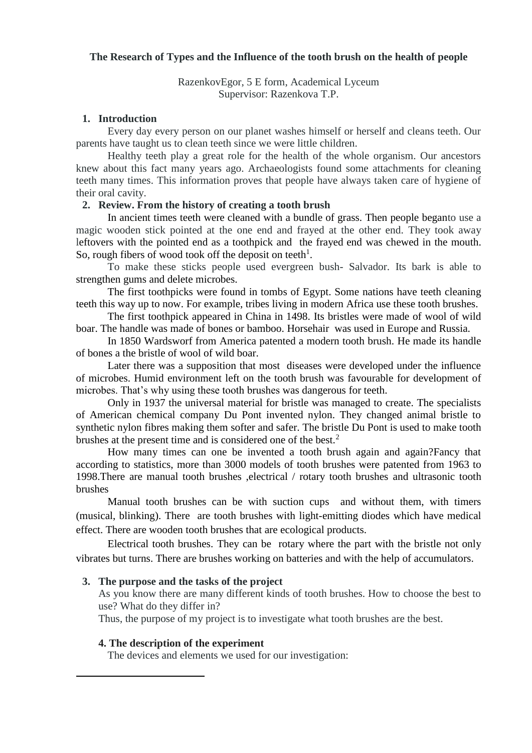**The Research of Types and the Influence of the tooth brush on the health of people**

RazenkovEgor, 5 E form, Academical Lyceum
Supervisor: Razenkova T.P.

## 1. Introduction

Every day every person on our planet washes himself or herself and cleans teeth. Our parents have taught us to clean teeth since we were little children.

Healthy teeth play a great role for the health of the whole organism. Our ancestors knew about this fact many years ago. Archaeologists found some attachments for cleaning teeth many times. This information proves that people have always taken care of hygiene of their oral cavity.

## 2. Review. From the history of creating a tooth brush

In ancient times teeth were cleaned with a bundle of grass. Then people beganto use a magic wooden stick pointed at the one end and frayed at the other end. They took away leftovers with the pointed end as a toothpick and the frayed end was chewed in the mouth. So, rough fibers of wood took off the deposit on teeth[1].

To make these sticks people used evergreen bush- Salvador. Its bark is able to strengthen gums and delete microbes.

The first toothpicks were found in tombs of Egypt. Some nations have teeth cleaning teeth this way up to now. For example, tribes living in modern Africa use these tooth brushes.

The first toothpick appeared in China in 1498. Its bristles were made of wool of wild boar. The handle was made of bones or bamboo. Horsehair was used in Europe and Russia.

In 1850 Wardsworf from America patented a modern tooth brush. He made its handle of bones a the bristle of wool of wild boar.

Later there was a supposition that most diseases were developed under the influence of microbes. Humid environment left on the tooth brush was favourable for development of microbes. That's why using these tooth brushes was dangerous for teeth.

Only in 1937 the universal material for bristle was managed to create. The specialists of American chemical company Du Pont invented nylon. They changed animal bristle to synthetic nylon fibres making them softer and safer. The bristle Du Pont is used to make tooth brushes at the present time and is considered one of the best.[2]

How many times can one be invented a tooth brush again and again?Fancy that according to statistics, more than 3000 models of tooth brushes were patented from 1963 to 1998.There are manual tooth brushes ,electrical / rotary tooth brushes and ultrasonic tooth brushes

Manual tooth brushes can be with suction cups and without them, with timers (musical, blinking). There are tooth brushes with light-emitting diodes which have medical effect. There are wooden tooth brushes that are ecological products.

Electrical tooth brushes. They can be rotary where the part with the bristle not only vibrates but turns. There are brushes working on batteries and with the help of accumulators.

## 3. The purpose and the tasks of the project

As you know there are many different kinds of tooth brushes. How to choose the best to use? What do they differ in?

Thus, the purpose of my project is to investigate what tooth brushes are the best.

## 4. The description of the experiment

The devices and elements we used for our investigation: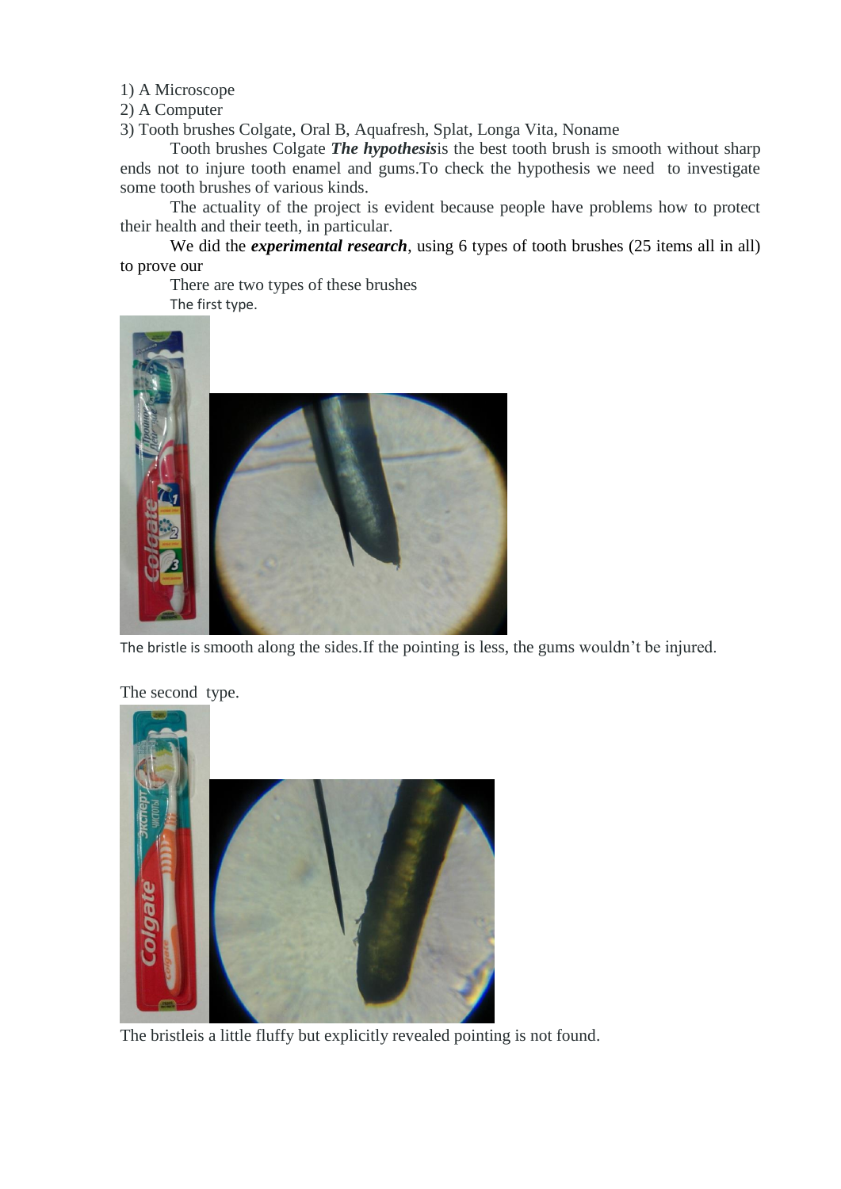1) A Microscope

2) A Computer

3) Tooth brushes Colgate, Oral B, Aquafresh, Splat, Longa Vita, Noname

Tooth brushes Colgate ***The hypothesis***is the best tooth brush is smooth without sharp ends not to injure tooth enamel and gums.To check the hypothesis we need to investigate some tooth brushes of various kinds.

The actuality of the project is evident because people have problems how to protect their health and their teeth, in particular.

We did the ***experimental research***, using 6 types of tooth brushes (25 items all in all) to prove our

There are two types of these brushes

The first type.

The bristle is smooth along the sides.If the pointing is less, the gums wouldn't be injured.

The second type.

The bristleis a little fluffy but explicitly revealed pointing is not found.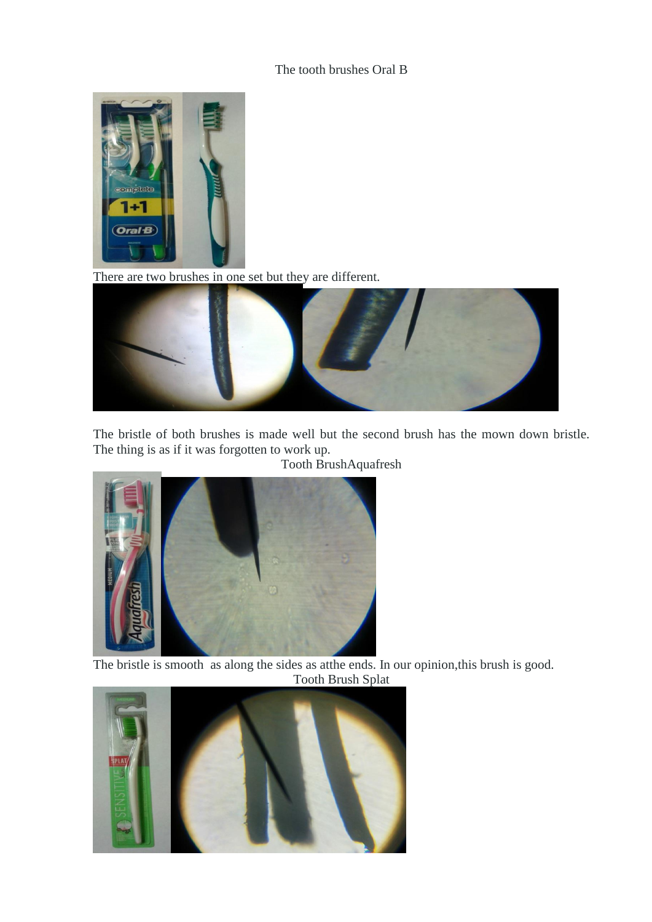The tooth brushes Oral B

There are two brushes in one set but they are different.

The bristle of both brushes is made well but the second brush has the mown down bristle. The thing is as if it was forgotten to work up.

Tooth BrushAquafresh

The bristle is smooth as along the sides as atthe ends. In our opinion,this brush is good.

Tooth Brush Splat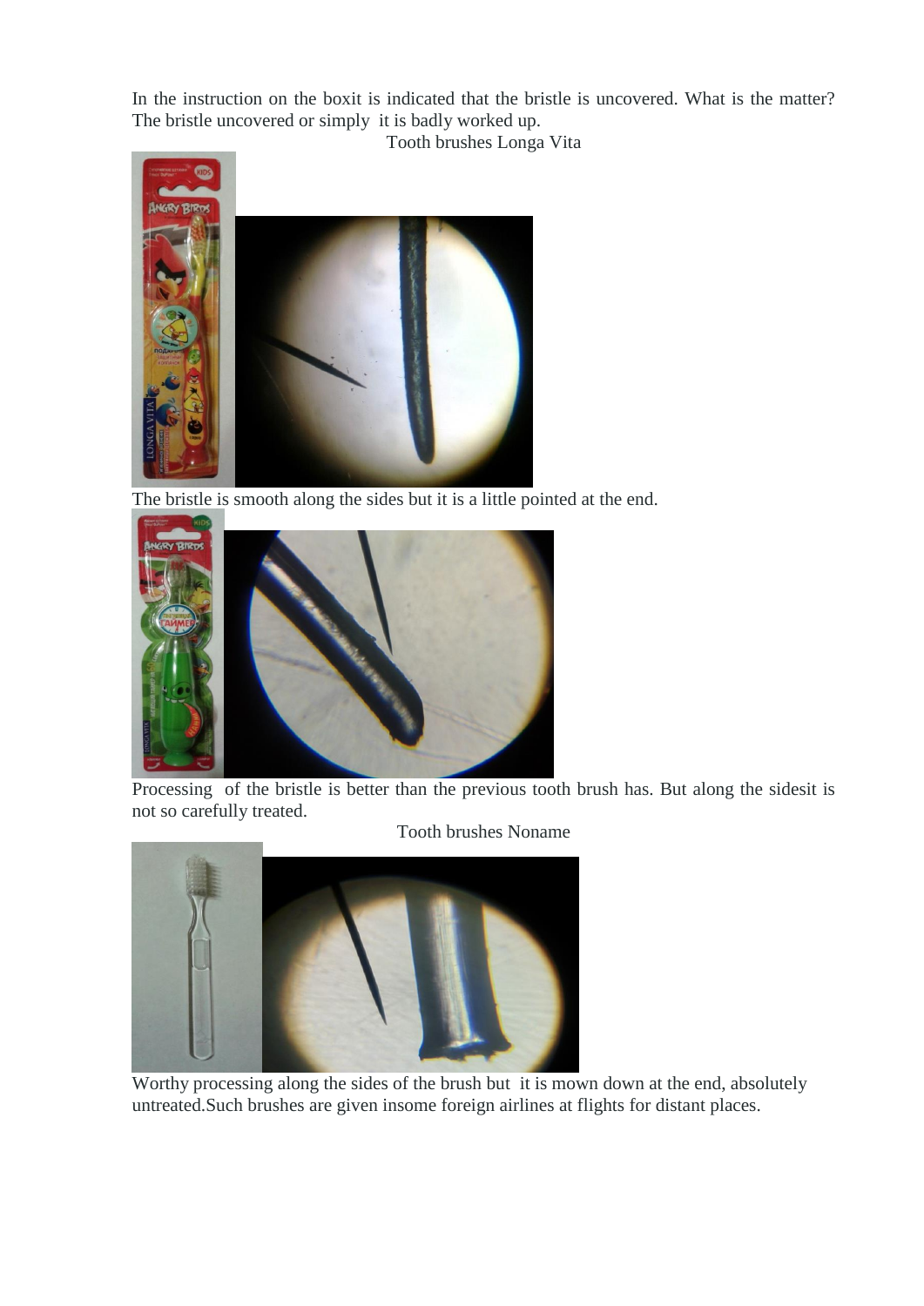In the instruction on the boxit is indicated that the bristle is uncovered. What is the matter? The bristle uncovered or simply it is badly worked up.

Tooth brushes Longa Vita

The bristle is smooth along the sides but it is a little pointed at the end.

Processing of the bristle is better than the previous tooth brush has. But along the sidesit is not so carefully treated.

Tooth brushes Noname

Worthy processing along the sides of the brush but it is mown down at the end, absolutely untreated.Such brushes are given insome foreign airlines at flights for distant places.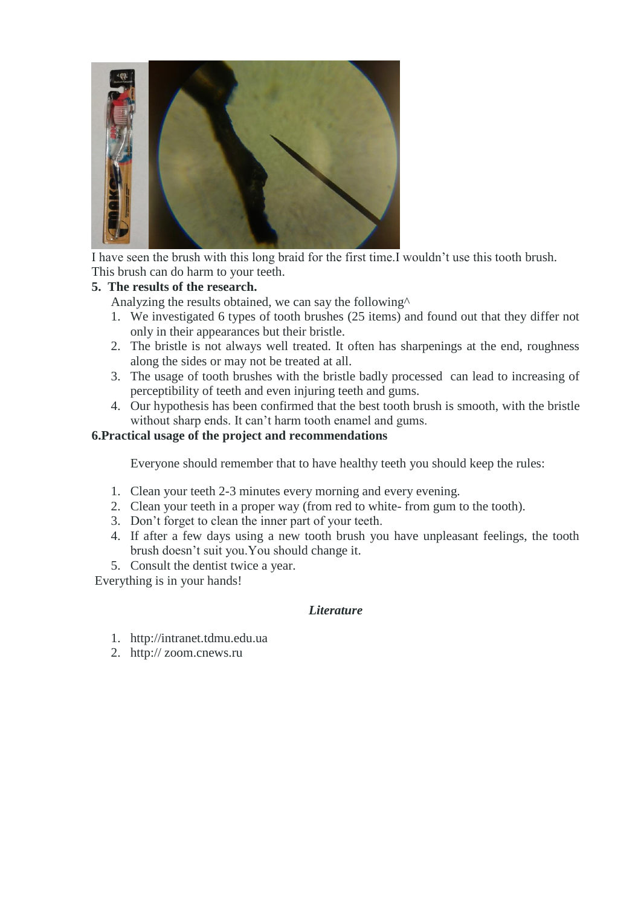I have seen the brush with this long braid for the first time.I wouldn't use this tooth brush. This brush can do harm to your teeth.

**5. The results of the research.**

Analyzing the results obtained, we can say the following^

1. We investigated 6 types of tooth brushes (25 items) and found out that they differ not only in their appearances but their bristle.
2. The bristle is not always well treated. It often has sharpenings at the end, roughness along the sides or may not be treated at all.
3. The usage of tooth brushes with the bristle badly processed can lead to increasing of perceptibility of teeth and even injuring teeth and gums.
4. Our hypothesis has been confirmed that the best tooth brush is smooth, with the bristle without sharp ends. It can't harm tooth enamel and gums.

**6.Practical usage of the project and recommendations**

Everyone should remember that to have healthy teeth you should keep the rules:

1. Clean your teeth 2-3 minutes every morning and every evening.
2. Clean your teeth in a proper way (from red to white- from gum to the tooth).
3. Don't forget to clean the inner part of your teeth.
4. If after a few days using a new tooth brush you have unpleasant feelings, the tooth brush doesn't suit you.You should change it.
5. Consult the dentist twice a year.

Everything is in your hands!

***Literature***

1. http://intranet.tdmu.edu.ua
2. http:// zoom.cnews.ru